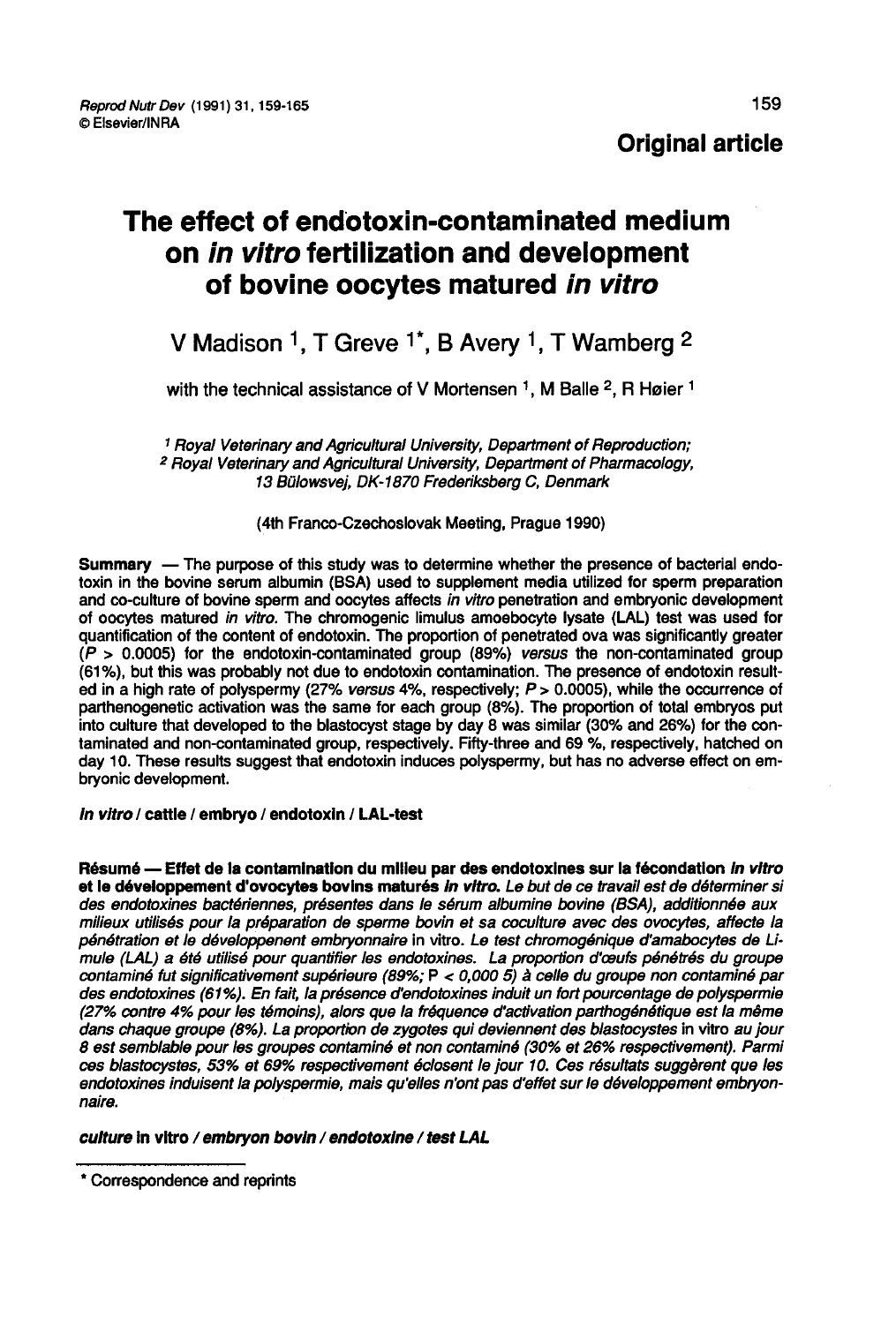**Original article**

# The effect of endotoxin-contaminated medium on *in vitro* fertilization and development of bovine oocytes matured *in vitro*

V Madison [1], T Greve [1]*, B Avery [1], T Wamberg [2]

with the technical assistance of V Mortensen [1], M Balle [2], R Høier [1]

[1] *Royal Veterinary and Agricultural University, Department of Reproduction;*
[2] *Royal Veterinary and Agricultural University, Department of Pharmacology, 13 Bülowsvej, DK-1870 Frederiksberg C, Denmark*

(4th Franco-Czechoslovak Meeting, Prague 1990)

**Summary** — The purpose of this study was to determine whether the presence of bacterial endotoxin in the bovine serum albumin (BSA) used to supplement media utilized for sperm preparation and co-culture of bovine sperm and oocytes affects *in vitro* penetration and embryonic development of oocytes matured *in vitro*. The chromogenic limulus amoebocyte lysate (LAL) test was used for quantification of the content of endotoxin. The proportion of penetrated ova was significantly greater ($P > 0.0005$) for the endotoxin-contaminated group (89%) *versus* the non-contaminated group (61%), but this was probably not due to endotoxin contamination. The presence of endotoxin resulted in a high rate of polyspermy (27% *versus* 4%, respectively; $P > 0.0005$), while the occurrence of parthenogenetic activation was the same for each group (8%). The proportion of total embryos put into culture that developed to the blastocyst stage by day 8 was similar (30% and 26%) for the contaminated and non-contaminated group, respectively. Fifty-three and 69 %, respectively, hatched on day 10. These results suggest that endotoxin induces polyspermy, but has no adverse effect on embryonic development.

***In vitro* / cattle / embryo / endotoxin / LAL-test**

**Résumé — Effet de la contamination du milieu par des endotoxines sur la fécondation *in vitro* et le développement d'ovocytes bovins maturés *in vitro*.** *Le but de ce travail est de déterminer si des endotoxines bactériennes, présentes dans le sérum albumine bovine (BSA), additionnée aux milieux utilisés pour la préparation de sperme bovin et sa coculture avec des ovocytes, affecte la pénétration et le dévelopgement embryonnaire* in vitro. *Le test chromogénique d'amabocytes de Limule (LAL) a été utilisé pour quantifier les endotoxines. La proportion d'œufs pénétrés du groupe contaminé fut significativement supérieure (89%;* $P < 0,000\ 5$*) à celle du groupe non contaminé par des endotoxines (61%). En fait, la présence d'endotoxines induit un fort pourcentage de polyspermie (27% contre 4% pour les témoins), alors que la fréquence d'activation parthogénétique est la même dans chaque groupe (8%). La proportion de zygotes qui deviennent des blastocystes* in vitro *au jour 8 est semblable pour les groupes contaminé et non contaminé (30% et 26% respectivement). Parmi ces blastocystes, 53% et 69% respectivement éclosent le jour 10. Ces résultats suggèrent que les endotoxines induisent la polyspermie, mais qu'elles n'ont pas d'effet sur le développement embryonnaire.*

***culture* in vitro */ embryon bovin / endotoxine / test LAL***

* Correspondence and reprints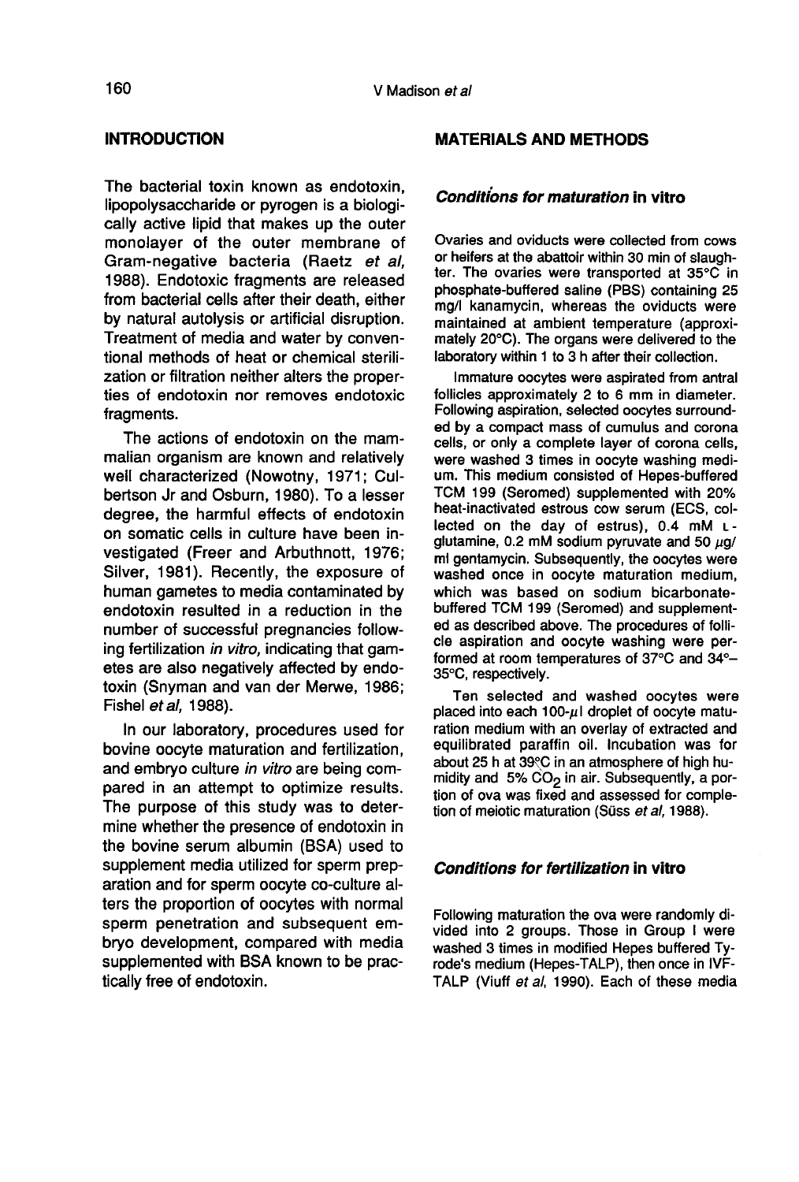## INTRODUCTION

The bacterial toxin known as endotoxin, lipopolysaccharide or pyrogen is a biologically active lipid that makes up the outer monolayer of the outer membrane of Gram-negative bacteria (Raetz *et al*, 1988). Endotoxic fragments are released from bacterial cells after their death, either by natural autolysis or artificial disruption. Treatment of media and water by conventional methods of heat or chemical sterilization or filtration neither alters the properties of endotoxin nor removes endotoxic fragments.

The actions of endotoxin on the mammalian organism are known and relatively well characterized (Nowotny, 1971; Culbertson Jr and Osburn, 1980). To a lesser degree, the harmful effects of endotoxin on somatic cells in culture have been investigated (Freer and Arbuthnott, 1976; Silver, 1981). Recently, the exposure of human gametes to media contaminated by endotoxin resulted in a reduction in the number of successful pregnancies following fertilization *in vitro*, indicating that gametes are also negatively affected by endotoxin (Snyman and van der Merwe, 1986; Fishel *et al*, 1988).

In our laboratory, procedures used for bovine oocyte maturation and fertilization, and embryo culture *in vitro* are being compared in an attempt to optimize results. The purpose of this study was to determine whether the presence of endotoxin in the bovine serum albumin (BSA) used to supplement media utilized for sperm preparation and for sperm oocyte co-culture alters the proportion of oocytes with normal sperm penetration and subsequent embryo development, compared with media supplemented with BSA known to be practically free of endotoxin.

## MATERIALS AND METHODS

### *Conditions for maturation* in vitro

Ovaries and oviducts were collected from cows or heifers at the abattoir within 30 min of slaughter. The ovaries were transported at 35°C in phosphate-buffered saline (PBS) containing 25 mg/l kanamycin, whereas the oviducts were maintained at ambient temperature (approximately 20°C). The organs were delivered to the laboratory within 1 to 3 h after their collection.

Immature oocytes were aspirated from antral follicles approximately 2 to 6 mm in diameter. Following aspiration, selected oocytes surrounded by a compact mass of cumulus and corona cells, or only a complete layer of corona cells, were washed 3 times in oocyte washing medium. This medium consisted of Hepes-buffered TCM 199 (Seromed) supplemented with 20% heat-inactivated estrous cow serum (ECS, collected on the day of estrus), 0.4 mM L-glutamine, 0.2 mM sodium pyruvate and 50 μg/ml gentamycin. Subsequently, the oocytes were washed once in oocyte maturation medium, which was based on sodium bicarbonate-buffered TCM 199 (Seromed) and supplemented as described above. The procedures of follicle aspiration and oocyte washing were performed at room temperatures of 37°C and 34°–35°C, respectively.

Ten selected and washed oocytes were placed into each 100-μl droplet of oocyte maturation medium with an overlay of extracted and equilibrated paraffin oil. Incubation was for about 25 h at 39°C in an atmosphere of high humidity and 5% $CO_2$ in air. Subsequently, a portion of ova was fixed and assessed for completion of meiotic maturation (Süss *et al*, 1988).

### *Conditions for fertilization* in vitro

Following maturation the ova were randomly divided into 2 groups. Those in Group I were washed 3 times in modified Hepes buffered Tyrode's medium (Hepes-TALP), then once in IVF-TALP (Viuff *et al*, 1990). Each of these media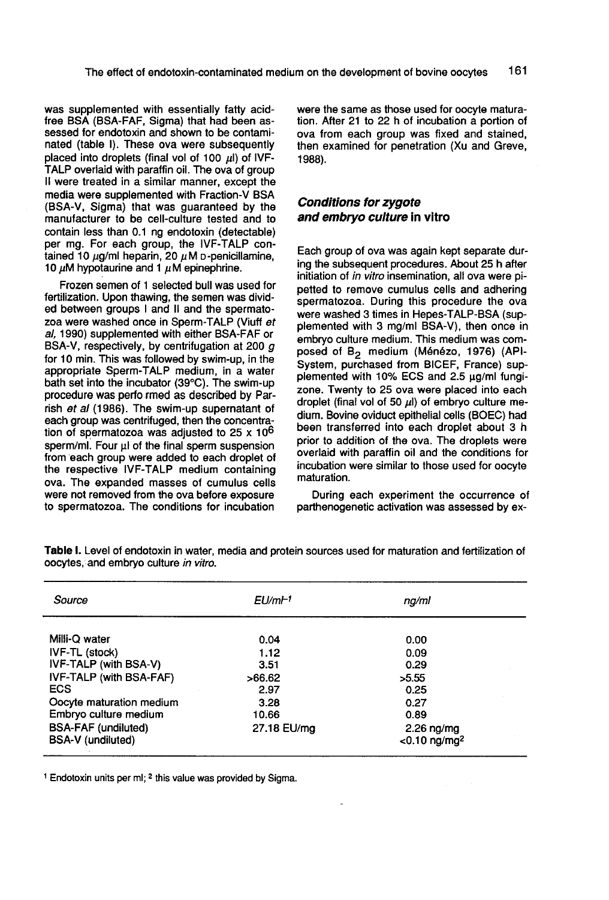was supplemented with essentially fatty acid-free BSA (BSA-FAF, Sigma) that had been assessed for endotoxin and shown to be contaminated (table I). These ova were subsequently placed into droplets (final vol of 100 $\mu$l) of IVF-TALP overlaid with paraffin oil. The ova of group II were treated in a similar manner, except the media were supplemented with Fraction-V BSA (BSA-V, Sigma) that was guaranteed by the manufacturer to be cell-culture tested and to contain less than 0.1 ng endotoxin (detectable) per mg. For each group, the IVF-TALP contained 10 $\mu$g/ml heparin, 20 $\mu$M D-penicillamine, 10 $\mu$M hypotaurine and 1 $\mu$M epinephrine.

Frozen semen of 1 selected bull was used for fertilization. Upon thawing, the semen was divided between groups I and II and the spermatozoa were washed once in Sperm-TALP (Viuff *et al*, 1990) supplemented with either BSA-FAF or BSA-V, respectively, by centrifugation at 200 *g* for 10 min. This was followed by swim-up, in the appropriate Sperm-TALP medium, in a water bath set into the incubator (39°C). The swim-up procedure was performed as described by Parrish *et al* (1986). The swim-up supernatant of each group was centrifuged, then the concentration of spermatozoa was adjusted to 25 x $10^6$ sperm/ml. Four µl of the final sperm suspension from each group were added to each droplet of the respective IVF-TALP medium containing ova. The expanded masses of cumulus cells were not removed from the ova before exposure to spermatozoa. The conditions for incubation were the same as those used for oocyte maturation. After 21 to 22 h of incubation a portion of ova from each group was fixed and stained, then examined for penetration (Xu and Greve, 1988).

### Conditions for zygote and embryo culture *in vitro*

Each group of ova was again kept separate during the subsequent procedures. About 25 h after initiation of *in vitro* insemination, all ova were pipetted to remove cumulus cells and adhering spermatozoa. During this procedure the ova were washed 3 times in Hepes-TALP-BSA (supplemented with 3 mg/ml BSA-V), then once in embryo culture medium. This medium was composed of $B_2$ medium (Ménézo, 1976) (API-System, purchased from BICEF, France) supplemented with 10% ECS and 2.5 µg/ml fungizone. Twenty to 25 ova were placed into each droplet (final vol of 50 $\mu$l) of embryo culture medium. Bovine oviduct epithelial cells (BOEC) had been transferred into each droplet about 3 h prior to addition of the ova. The droplets were overlaid with paraffin oil and the conditions for incubation were similar to those used for oocyte maturation.

During each experiment the occurrence of parthenogenetic activation was assessed by ex-

**Table I.** Level of endotoxin in water, media and protein sources used for maturation and fertilization of oocytes, and embryo culture *in vitro*.

| *Source* | *EU/ml*[1] | *ng/ml* |
|---|---|---|
| Milli-Q water | 0.04 | 0.00 |
| IVF-TL (stock) | 1.12 | 0.09 |
| IVF-TALP (with BSA-V) | 3.51 | 0.29 |
| IVF-TALP (with BSA-FAF) | >66.62 | >5.55 |
| ECS | 2.97 | 0.25 |
| Oocyte maturation medium | 3.28 | 0.27 |
| Embryo culture medium | 10.66 | 0.89 |
| BSA-FAF (undiluted) | 27.18 EU/mg | 2.26 ng/mg |
| BSA-V (undiluted) | | <0.10 ng/mg[2] |

[1] Endotoxin units per ml; [2] this value was provided by Sigma.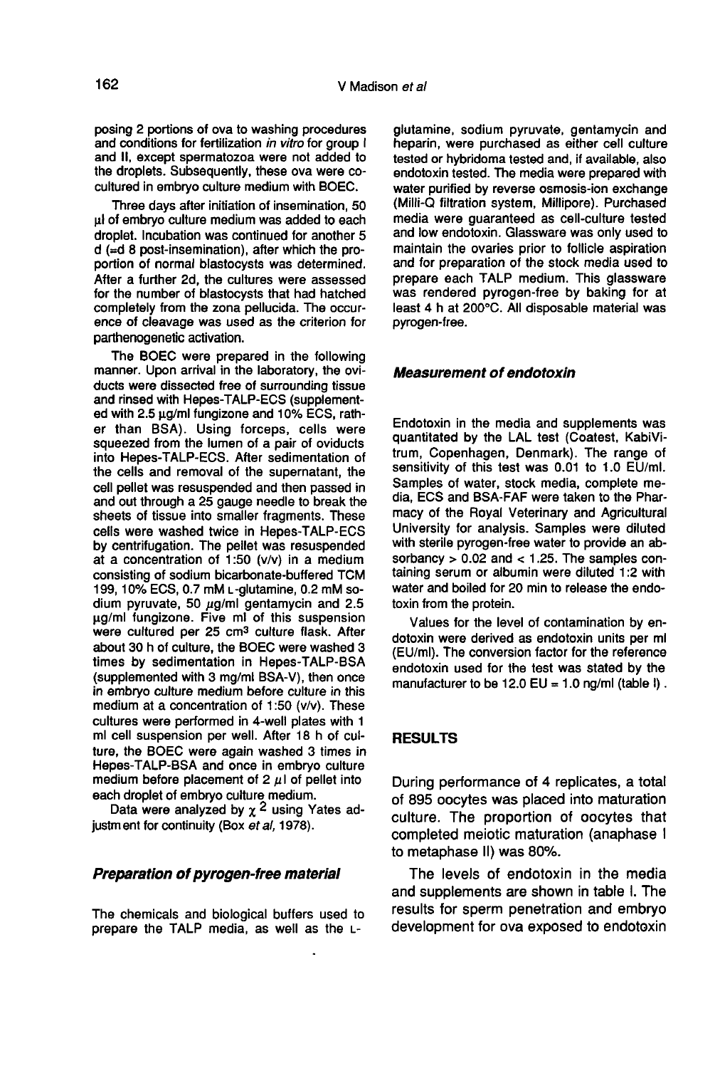posing 2 portions of ova to washing procedures and conditions for fertilization *in vitro* for group I and II, except spermatozoa were not added to the droplets. Subsequently, these ova were co-cultured in embryo culture medium with BOEC.

Three days after initiation of insemination, 50 µl of embryo culture medium was added to each droplet. Incubation was continued for another 5 d (=d 8 post-insemination), after which the proportion of normal blastocysts was determined. After a further 2d, the cultures were assessed for the number of blastocysts that had hatched completely from the zona pellucida. The occurrence of cleavage was used as the criterion for parthenogenetic activation.

The BOEC were prepared in the following manner. Upon arrival in the laboratory, the oviducts were dissected free of surrounding tissue and rinsed with Hepes-TALP-ECS (supplemented with 2.5 µg/ml fungizone and 10% ECS, rather than BSA). Using forceps, cells were squeezed from the lumen of a pair of oviducts into Hepes-TALP-ECS. After sedimentation of the cells and removal of the supernatant, the cell pellet was resuspended and then passed in and out through a 25 gauge needle to break the sheets of tissue into smaller fragments. These cells were washed twice in Hepes-TALP-ECS by centrifugation. The pellet was resuspended at a concentration of 1:50 (v/v) in a medium consisting of sodium bicarbonate-buffered TCM 199, 10% ECS, 0.7 mM L-glutamine, 0.2 mM sodium pyruvate, 50 µg/ml gentamycin and 2.5 µg/ml fungizone. Five ml of this suspension were cultured per 25 $cm^3$ culture flask. After about 30 h of culture, the BOEC were washed 3 times by sedimentation in Hepes-TALP-BSA (supplemented with 3 mg/ml BSA-V), then once in embryo culture medium before culture *in* this medium at a concentration of 1:50 (v/v). These cultures were performed in 4-well plates with 1 ml cell suspension per well. After 18 h of culture, the BOEC were again washed 3 times in Hepes-TALP-BSA and once in embryo culture medium before placement of 2 µl of pellet into each droplet of embryo culture medium.

Data were analyzed by $\chi^2$ using Yates adjustment for continuity (Box *et al*, 1978).

### *Preparation of pyrogen-free material*

The chemicals and biological buffers used to prepare the TALP media, as well as the L-glutamine, sodium pyruvate, gentamycin and heparin, were purchased as either cell culture tested or hybridoma tested and, if available, also endotoxin tested. The media were prepared with water purified by reverse osmosis-ion exchange (Milli-Q filtration system, Millipore). Purchased media were guaranteed as cell-culture tested and low endotoxin. Glassware was only used to maintain the ovaries prior to follicle aspiration and for preparation of the stock media used to prepare each TALP medium. This glassware was rendered pyrogen-free by baking for at least 4 h at 200°C. All disposable material was pyrogen-free.

### *Measurement of endotoxin*

Endotoxin in the media and supplements was quantitated by the LAL test (Coatest, KabiVitrum, Copenhagen, Denmark). The range of sensitivity of this test was 0.01 to 1.0 EU/ml. Samples of water, stock media, complete media, ECS and BSA-FAF were taken to the Pharmacy of the Royal Veterinary and Agricultural University for analysis. Samples were diluted with sterile pyrogen-free water to provide an absorbancy > 0.02 and < 1.25. The samples containing serum or albumin were diluted 1:2 with water and boiled for 20 min to release the endotoxin from the protein.

Values for the level of contamination by endotoxin were derived as endotoxin units per ml (EU/ml). The conversion factor for the reference endotoxin used for the test was stated by the manufacturer to be 12.0 EU = 1.0 ng/ml (table I).

## RESULTS

During performance of 4 replicates, a total of 895 oocytes was placed into maturation culture. The proportion of oocytes that completed meiotic maturation (anaphase I to metaphase II) was 80%.

The levels of endotoxin in the media and supplements are shown in table I. The results for sperm penetration and embryo development for ova exposed to endotoxin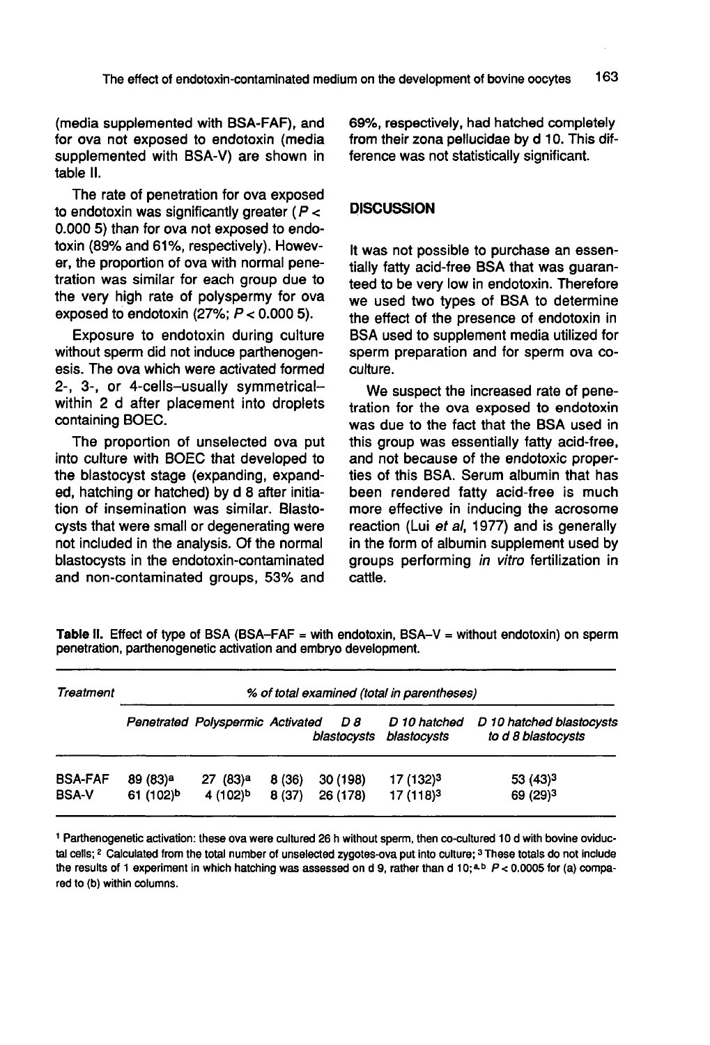(media supplemented with BSA-FAF), and for ova not exposed to endotoxin (media supplemented with BSA-V) are shown in table II.

The rate of penetration for ova exposed to endotoxin was significantly greater ($P < 0.0005$) than for ova not exposed to endotoxin (89% and 61%, respectively). However, the proportion of ova with normal penetration was similar for each group due to the very high rate of polyspermy for ova exposed to endotoxin (27%; $P < 0.0005$).

Exposure to endotoxin during culture without sperm did not induce parthenogenesis. The ova which were activated formed 2-, 3-, or 4-cells–usually symmetrical–within 2 d after placement into droplets containing BOEC.

The proportion of unselected ova put into culture with BOEC that developed to the blastocyst stage (expanding, expanded, hatching or hatched) by d 8 after initiation of insemination was similar. Blastocysts that were small or degenerating were not included in the analysis. Of the normal blastocysts in the endotoxin-contaminated and non-contaminated groups, 53% and 69%, respectively, had hatched completely from their zona pellucidae by d 10. This difference was not statistically significant.

## DISCUSSION

It was not possible to purchase an essentially fatty acid-free BSA that was guaranteed to be very low in endotoxin. Therefore we used two types of BSA to determine the effect of the presence of endotoxin in BSA used to supplement media utilized for sperm preparation and for sperm ova co-culture.

We suspect the increased rate of penetration for the ova exposed to endotoxin was due to the fact that the BSA used in this group was essentially fatty acid-free, and not because of the endotoxic properties of this BSA. Serum albumin that has been rendered fatty acid-free is much more effective in inducing the acrosome reaction (Lui *et al*, 1977) and is generally in the form of albumin supplement used by groups performing *in vitro* fertilization in cattle.

**Table II.** Effect of type of BSA (BSA–FAF = with endotoxin, BSA–V = without endotoxin) on sperm penetration, parthenogenetic activation and embryo development.

| Treatment | % of total examined (total in parentheses) | | | | | |
|---|---|---|---|---|---|---|
| | Penetrated | Polyspermic | Activated | D 8 blastocysts | D 10 hatched blastocysts | D 10 hatched blastocysts to d 8 blastocysts |
| BSA-FAF | 89 (83)[a] | 27 (83)[a] | 8 (36) | 30 (198) | 17 (132)[3] | 53 (43)[3] |
| BSA-V | 61 (102)[b] | 4 (102)[b] | 8 (37) | 26 (178) | 17 (118)[3] | 69 (29)[3] |

[1] Parthenogenetic activation: these ova were cultured 26 h without sperm, then co-cultured 10 d with bovine oviductal cells; [2] Calculated from the total number of unselected zygotes-ova put into culture; [3] These totals do not include the results of 1 experiment in which hatching was assessed on d 9, rather than d 10; [a,b] $P < 0.0005$ for (a) compared to (b) within columns.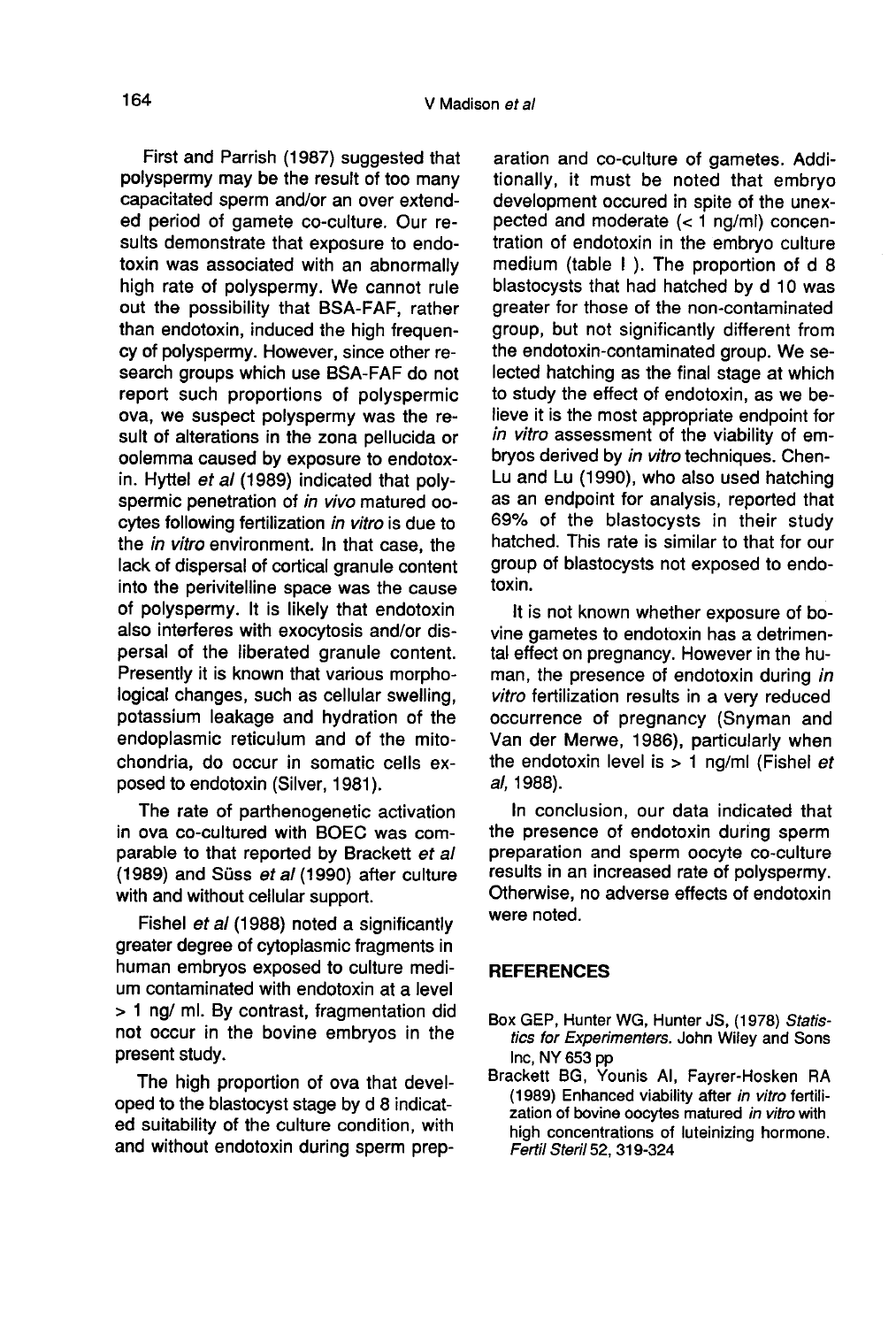First and Parrish (1987) suggested that polyspermy may be the result of too many capacitated sperm and/or an over extended period of gamete co-culture. Our results demonstrate that exposure to endotoxin was associated with an abnormally high rate of polyspermy. We cannot rule out the possibility that BSA-FAF, rather than endotoxin, induced the high frequency of polyspermy. However, since other research groups which use BSA-FAF do not report such proportions of polyspermic ova, we suspect polyspermy was the result of alterations in the zona pellucida or oolemma caused by exposure to endotoxin. Hyttel *et al* (1989) indicated that polyspermic penetration of *in vivo* matured oocytes following fertilization *in vitro* is due to the *in vitro* environment. In that case, the lack of dispersal of cortical granule content into the perivitelline space was the cause of polyspermy. It is likely that endotoxin also interferes with exocytosis and/or dispersal of the liberated granule content. Presently it is known that various morphological changes, such as cellular swelling, potassium leakage and hydration of the endoplasmic reticulum and of the mitochondria, do occur in somatic cells exposed to endotoxin (Silver, 1981).

The rate of parthenogenetic activation in ova co-cultured with BOEC was comparable to that reported by Brackett *et al* (1989) and Süss *et al* (1990) after culture with and without cellular support.

Fishel *et al* (1988) noted a significantly greater degree of cytoplasmic fragments in human embryos exposed to culture medium contaminated with endotoxin at a level > 1 ng/ ml. By contrast, fragmentation did not occur in the bovine embryos in the present study.

The high proportion of ova that developed to the blastocyst stage by d 8 indicated suitability of the culture condition, with and without endotoxin during sperm preparation and co-culture of gametes. Additionally, it must be noted that embryo development occured in spite of the unexpected and moderate (< 1 ng/ml) concentration of endotoxin in the embryo culture medium (table I). The proportion of d 8 blastocysts that had hatched by d 10 was greater for those of the non-contaminated group, but not significantly different from the endotoxin-contaminated group. We selected hatching as the final stage at which to study the effect of endotoxin, as we believe it is the most appropriate endpoint for *in vitro* assessment of the viability of embryos derived by *in vitro* techniques. Chen-Lu and Lu (1990), who also used hatching as an endpoint for analysis, reported that 69% of the blastocysts in their study hatched. This rate is similar to that for our group of blastocysts not exposed to endotoxin.

It is not known whether exposure of bovine gametes to endotoxin has a detrimental effect on pregnancy. However in the human, the presence of endotoxin during *in vitro* fertilization results in a very reduced occurrence of pregnancy (Snyman and Van der Merwe, 1986), particularly when the endotoxin level is > 1 ng/ml (Fishel *et al*, 1988).

In conclusion, our data indicated that the presence of endotoxin during sperm preparation and sperm oocyte co-culture results in an increased rate of polyspermy. Otherwise, no adverse effects of endotoxin were noted.

## REFERENCES

Box GEP, Hunter WG, Hunter JS, (1978) *Statistics for Experimenters.* John Wiley and Sons Inc, NY 653 pp

Brackett BG, Younis AI, Fayrer-Hosken RA (1989) Enhanced viability after *in vitro* fertilization of bovine oocytes matured *in vitro* with high concentrations of luteinizing hormone. *Fertil Steril* 52, 319-324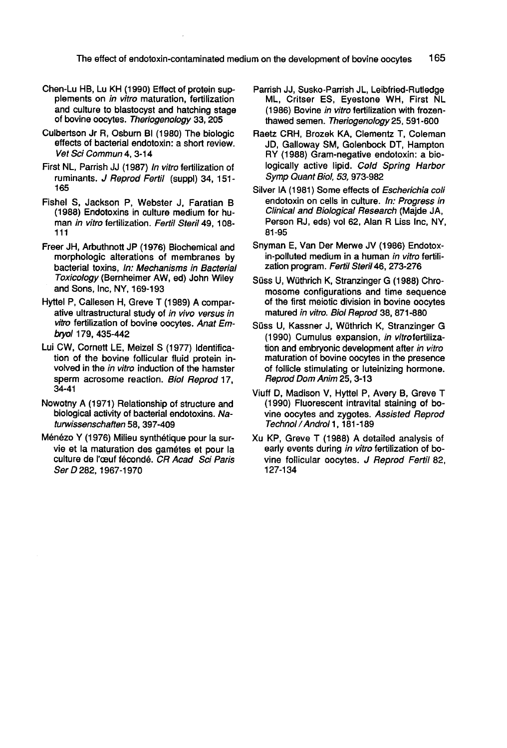Chen-Lu HB, Lu KH (1990) Effect of protein supplements on *in vitro* maturation, fertilization and culture to blastocyst and hatching stage of bovine oocytes. *Theriogenology* 33, 205

Culbertson Jr R, Osburn BI (1980) The biologic effects of bacterial endotoxin: a short review. *Vet Sci Commun* 4, 3-14

First NL, Parrish JJ (1987) *In vitro* fertilization of ruminants. *J Reprod Fertil* (suppl) 34, 151-165

Fishel S, Jackson P, Webster J, Faratian B (1988) Endotoxins in culture medium for human *in vitro* fertilization. *Fertil Steril* 49, 108-111

Freer JH, Arbuthnott JP (1976) Biochemical and morphologic alterations of membranes by bacterial toxins, *In: Mechanisms in Bacterial Toxicology* (Bernheimer AW, ed) John Wiley and Sons, Inc, NY, 169-193

Hyttel P, Callesen H, Greve T (1989) A comparative ultrastructural study of *in vivo versus in vitro* fertilization of bovine oocytes. *Anat Embryol* 179, 435-442

Lui CW, Cornett LE, Meizel S (1977) Identification of the bovine follicular fluid protein involved in the *in vitro* induction of the hamster sperm acrosome reaction. *Biol Reprod* 17, 34-41

Nowotny A (1971) Relationship of structure and biological activity of bacterial endotoxins. *Naturwissenschaften* 58, 397-409

Ménézo Y (1976) Milieu synthétique pour la survie et la maturation des gamétes et pour la culture de l'œuf fécondé. *CR Acad Sci Paris Ser D* 282, 1967-1970

Parrish JJ, Susko-Parrish JL, Leibfried-Rutledge ML, Critser ES, Eyestone WH, First NL (1986) Bovine *in vitro* fertilization with frozen-thawed semen. *Theriogenology* 25, 591-600

Raetz CRH, Brozek KA, Clementz T, Coleman JD, Galloway SM, Golenbock DT, Hampton RY (1988) Gram-negative endotoxin: a biologically active lipid. *Cold Spring Harbor Symp Quant Biol, 53,* 973-982

Silver IA (1981) Some effects of *Escherichia coli* endotoxin on cells in culture. *In: Progress in Clinical and Biological Research* (Majde JA, Person RJ, eds) vol 62, Alan R Liss Inc, NY, 81-95

Snyman E, Van Der Merwe JV (1986) Endotoxin-polluted medium in a human *in vitro* fertilization program. *Fertil Steril* 46, 273-276

Süss U, Wüthrich K, Stranzinger G (1988) Chromosome configurations and time sequence of the first meiotic division in bovine oocytes matured *in vitro*. *Biol Reprod* 38, 871-880

Süss U, Kassner J, Wüthrich K, Stranzinger G (1990) Cumulus expansion, *in vitro* fertilization and embryonic development after *in vitro* maturation of bovine oocytes in the presence of follicle stimulating or luteinizing hormone. *Reprod Dom Anim* 25, 3-13

Viuff D, Madison V, Hyttel P, Avery B, Greve T (1990) Fluorescent intravital staining of bovine oocytes and zygotes. *Assisted Reprod Technol / Androl* 1, 181-189

Xu KP, Greve T (1988) A detailed analysis of early events during *in vitro* fertilization of bovine follicular oocytes. *J Reprod Fertil* 82, 127-134